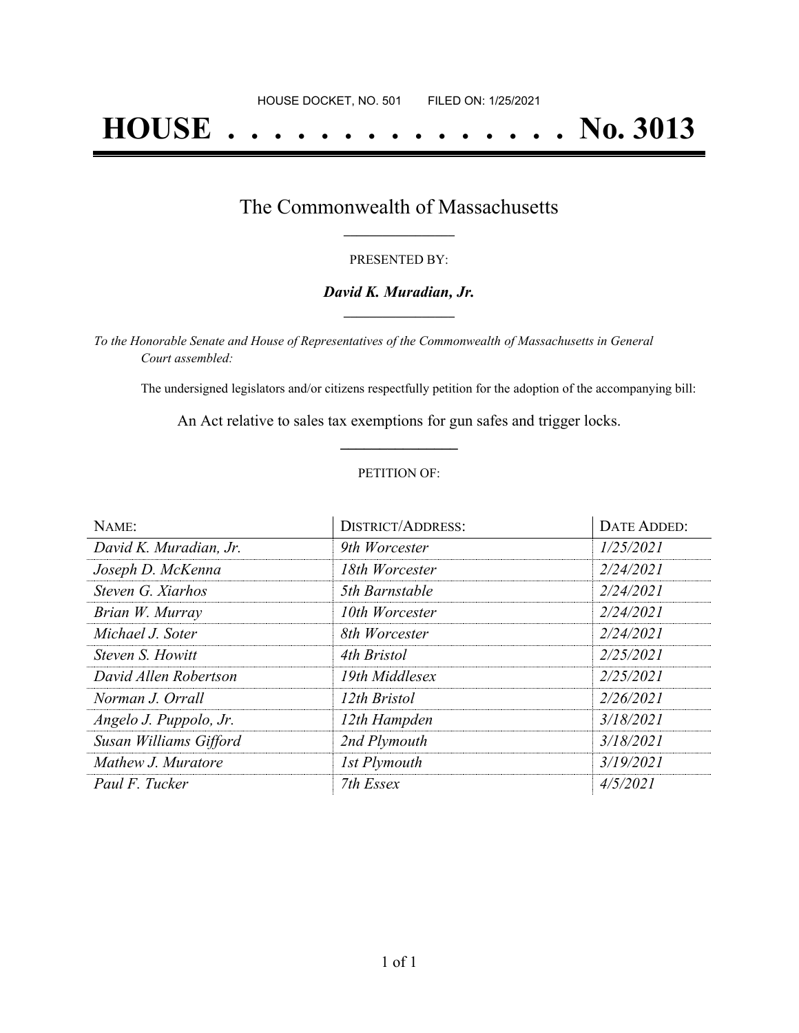HOUSE DOCKET, NO. 501 FILED ON: 1/25/2021

# HOUSE . . . . . . . . . . . . . . . No. 3013

## The Commonwealth of Massachusetts

PRESENTED BY:

***David K. Muradian, Jr.***

*To the Honorable Senate and House of Representatives of the Commonwealth of Massachusetts in General Court assembled:*

The undersigned legislators and/or citizens respectfully petition for the adoption of the accompanying bill:

An Act relative to sales tax exemptions for gun safes and trigger locks.

PETITION OF:

| NAME: | DISTRICT/ADDRESS: | DATE ADDED: |
| --- | --- | --- |
| *David K. Muradian, Jr.* | *9th Worcester* | *1/25/2021* |
| *Joseph D. McKenna* | *18th Worcester* | *2/24/2021* |
| *Steven G. Xiarhos* | *5th Barnstable* | *2/24/2021* |
| *Brian W. Murray* | *10th Worcester* | *2/24/2021* |
| *Michael J. Soter* | *8th Worcester* | *2/24/2021* |
| *Steven S. Howitt* | *4th Bristol* | *2/25/2021* |
| *David Allen Robertson* | *19th Middlesex* | *2/25/2021* |
| *Norman J. Orrall* | *12th Bristol* | *2/26/2021* |
| *Angelo J. Puppolo, Jr.* | *12th Hampden* | *3/18/2021* |
| *Susan Williams Gifford* | *2nd Plymouth* | *3/18/2021* |
| *Mathew J. Muratore* | *1st Plymouth* | *3/19/2021* |
| *Paul F. Tucker* | *7th Essex* | *4/5/2021* |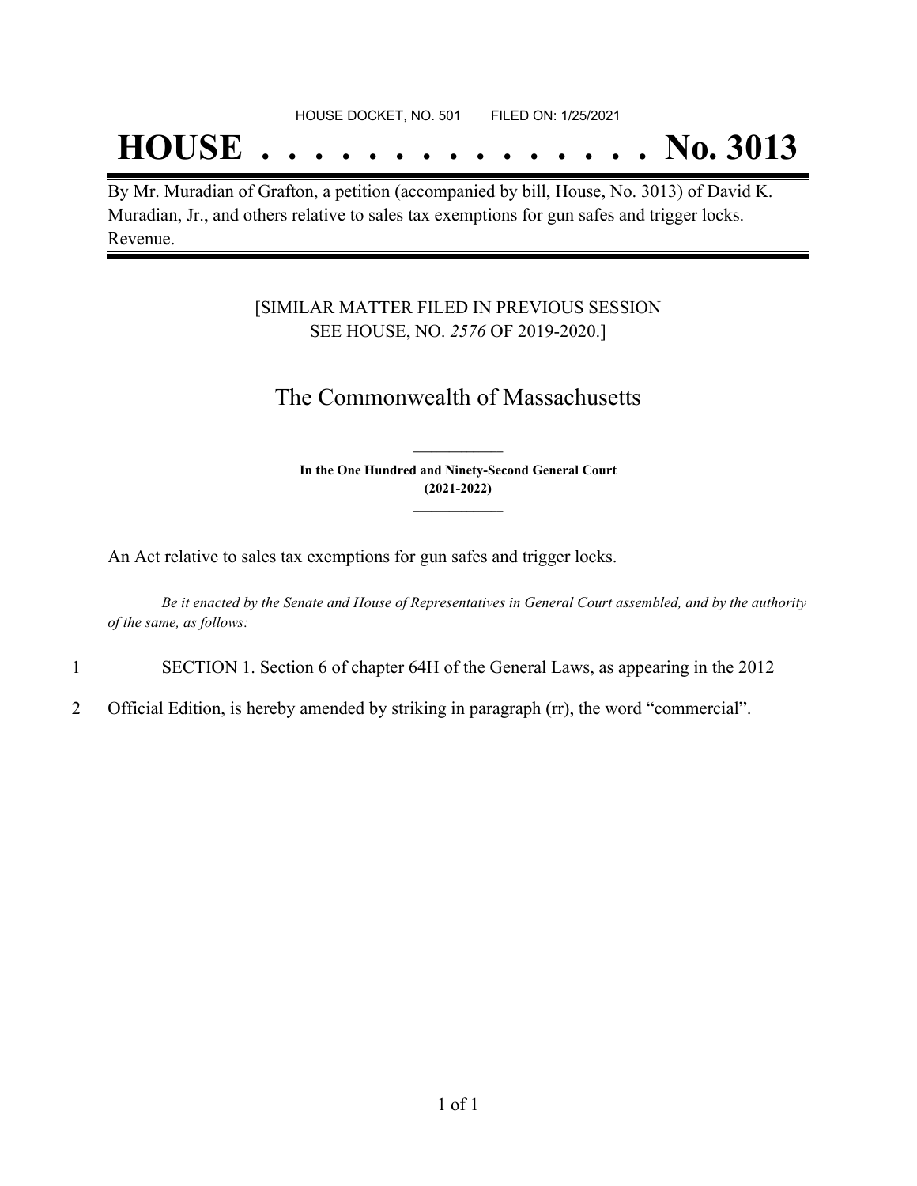HOUSE DOCKET, NO. 501        FILED ON: 1/25/2021

# HOUSE . . . . . . . . . . . . . . . No. 3013

By Mr. Muradian of Grafton, a petition (accompanied by bill, House, No. 3013) of David K. Muradian, Jr., and others relative to sales tax exemptions for gun safes and trigger locks. Revenue.

[SIMILAR MATTER FILED IN PREVIOUS SESSION
SEE HOUSE, NO. *2576* OF 2019-2020.]

## The Commonwealth of Massachusetts

**In the One Hundred and Ninety-Second General Court**
**(2021-2022)**

An Act relative to sales tax exemptions for gun safes and trigger locks.

*Be it enacted by the Senate and House of Representatives in General Court assembled, and by the authority of the same, as follows:*

1 SECTION 1. Section 6 of chapter 64H of the General Laws, as appearing in the 2012
2 Official Edition, is hereby amended by striking in paragraph (rr), the word "commercial".